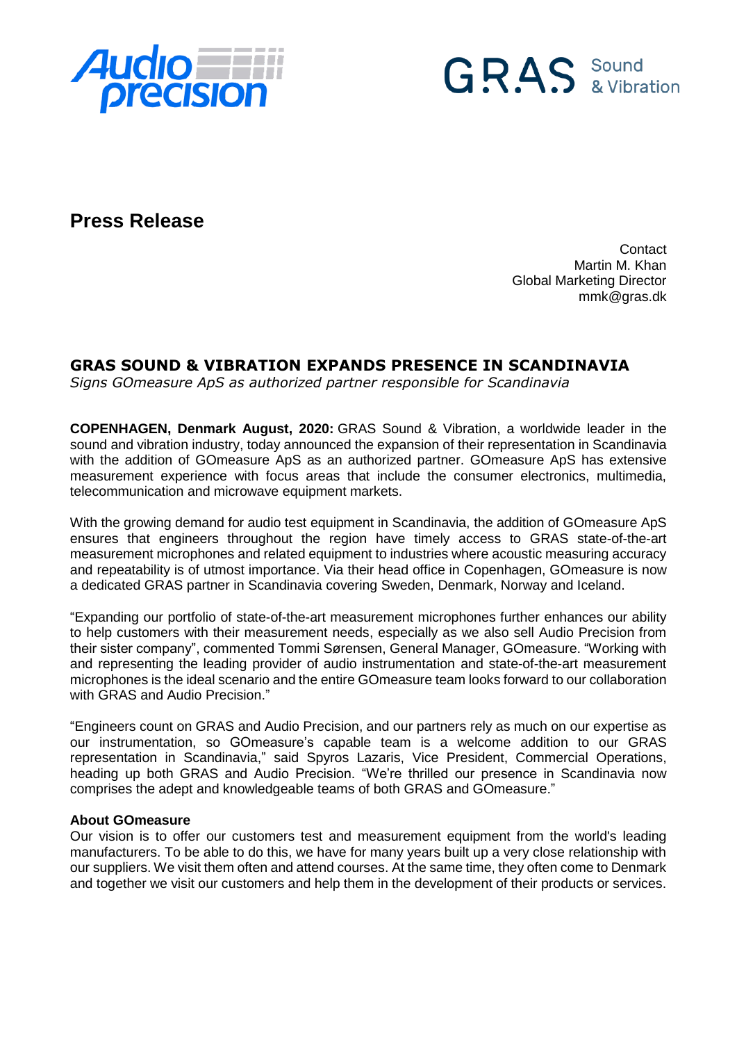# Press Release

Contact
Martin M. Khan
Global Marketing Director
mmk@gras.dk

## GRAS SOUND & VIBRATION EXPANDS PRESENCE IN SCANDINAVIA

*Signs GOmeasure ApS as authorized partner responsible for Scandinavia*

**COPENHAGEN, Denmark August, 2020:** GRAS Sound & Vibration, a worldwide leader in the sound and vibration industry, today announced the expansion of their representation in Scandinavia with the addition of GOmeasure ApS as an authorized partner. GOmeasure ApS has extensive measurement experience with focus areas that include the consumer electronics, multimedia, telecommunication and microwave equipment markets.

With the growing demand for audio test equipment in Scandinavia, the addition of GOmeasure ApS ensures that engineers throughout the region have timely access to GRAS state-of-the-art measurement microphones and related equipment to industries where acoustic measuring accuracy and repeatability is of utmost importance. Via their head office in Copenhagen, GOmeasure is now a dedicated GRAS partner in Scandinavia covering Sweden, Denmark, Norway and Iceland.

"Expanding our portfolio of state-of-the-art measurement microphones further enhances our ability to help customers with their measurement needs, especially as we also sell Audio Precision from their sister company", commented Tommi Sørensen, General Manager, GOmeasure. "Working with and representing the leading provider of audio instrumentation and state-of-the-art measurement microphones is the ideal scenario and the entire GOmeasure team looks forward to our collaboration with GRAS and Audio Precision."

"Engineers count on GRAS and Audio Precision, and our partners rely as much on our expertise as our instrumentation, so GOmeasure's capable team is a welcome addition to our GRAS representation in Scandinavia," said Spyros Lazaris, Vice President, Commercial Operations, heading up both GRAS and Audio Precision. "We're thrilled our presence in Scandinavia now comprises the adept and knowledgeable teams of both GRAS and GOmeasure."

**About GOmeasure**

Our vision is to offer our customers test and measurement equipment from the world's leading manufacturers. To be able to do this, we have for many years built up a very close relationship with our suppliers. We visit them often and attend courses. At the same time, they often come to Denmark and together we visit our customers and help them in the development of their products or services.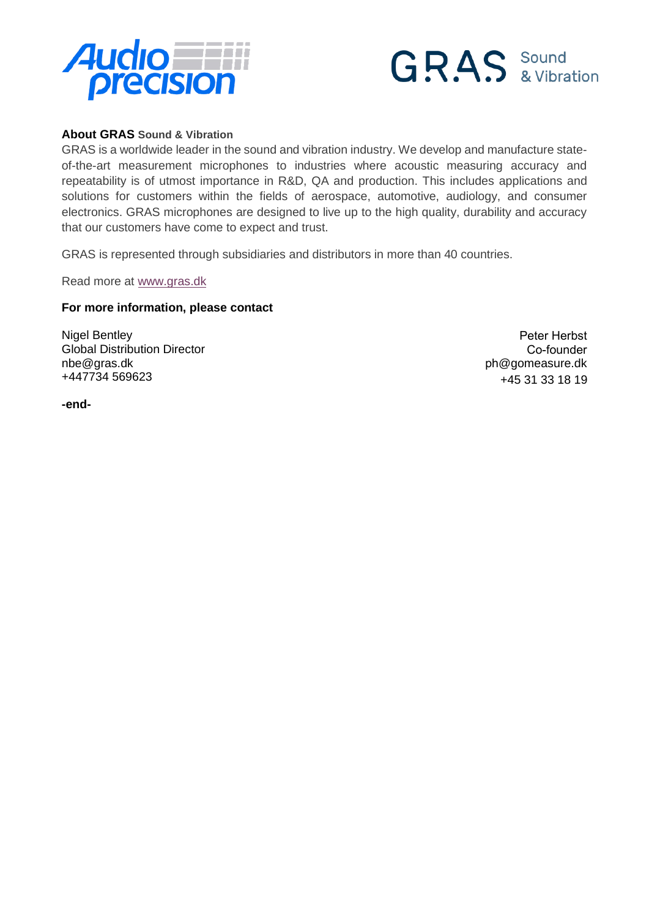**About GRAS Sound & Vibration**

GRAS is a worldwide leader in the sound and vibration industry. We develop and manufacture state-of-the-art measurement microphones to industries where acoustic measuring accuracy and repeatability is of utmost importance in R&D, QA and production. This includes applications and solutions for customers within the fields of aerospace, automotive, audiology, and consumer electronics. GRAS microphones are designed to live up to the high quality, durability and accuracy that our customers have come to expect and trust.

GRAS is represented through subsidiaries and distributors in more than 40 countries.

Read more at www.gras.dk

**For more information, please contact**

Nigel Bentley
Global Distribution Director
nbe@gras.dk
+447734 569623

Peter Herbst
Co-founder
ph@gomeasure.dk
+45 31 33 18 19

**-end-**